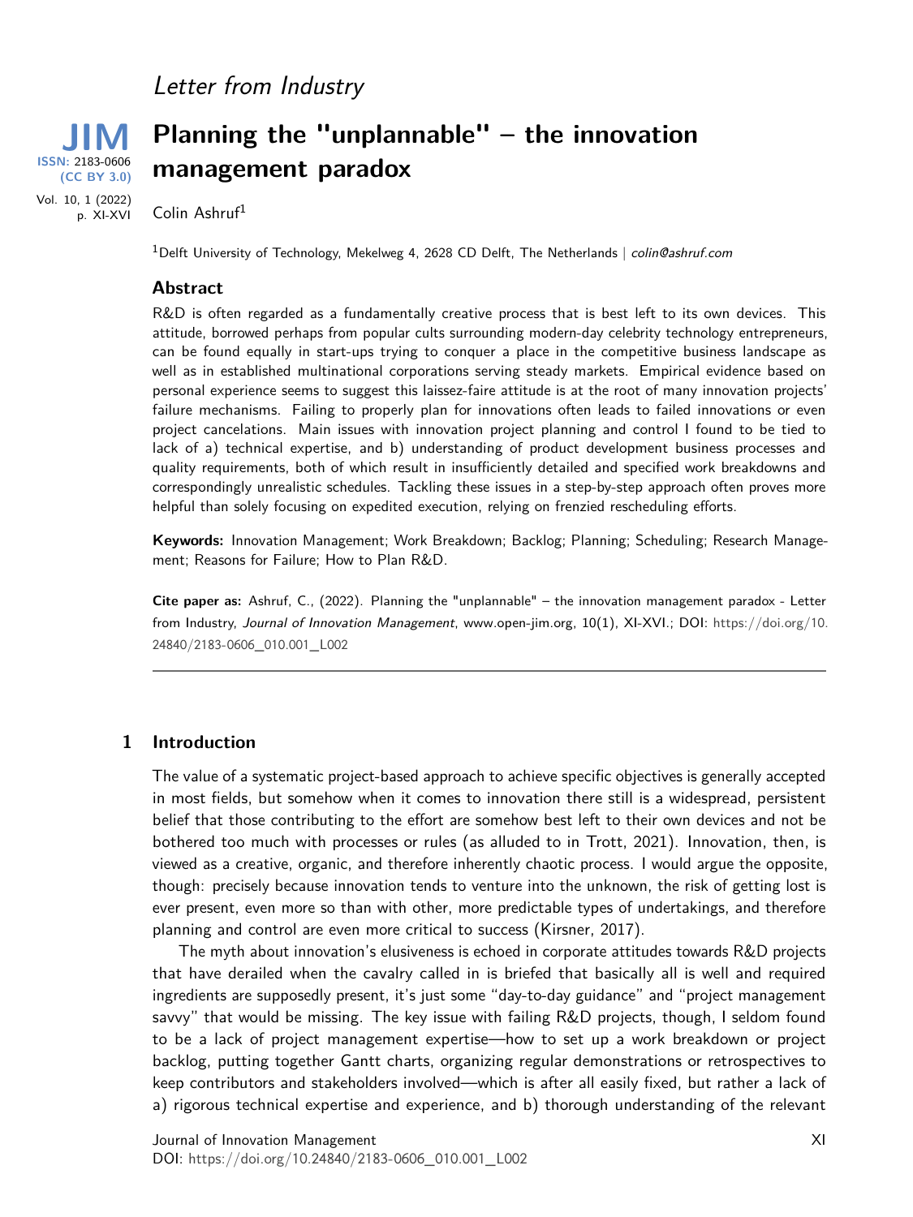*Letter from Industry*

# Planning the "unplannable" – the innovation management paradox

Colin Ashruf[1]

[1]Delft University of Technology, Mekelweg 4, 2628 CD Delft, The Netherlands | *colin@ashruf.com*

## Abstract

R&D is often regarded as a fundamentally creative process that is best left to its own devices. This attitude, borrowed perhaps from popular cults surrounding modern-day celebrity technology entrepreneurs, can be found equally in start-ups trying to conquer a place in the competitive business landscape as well as in established multinational corporations serving steady markets. Empirical evidence based on personal experience seems to suggest this laissez-faire attitude is at the root of many innovation projects' failure mechanisms. Failing to properly plan for innovations often leads to failed innovations or even project cancelations. Main issues with innovation project planning and control I found to be tied to lack of a) technical expertise, and b) understanding of product development business processes and quality requirements, both of which result in insufficiently detailed and specified work breakdowns and correspondingly unrealistic schedules. Tackling these issues in a step-by-step approach often proves more helpful than solely focusing on expedited execution, relying on frenzied rescheduling efforts.

**Keywords:** Innovation Management; Work Breakdown; Backlog; Planning; Scheduling; Research Management; Reasons for Failure; How to Plan R&D.

**Cite paper as:** Ashruf, C., (2022). Planning the "unplannable" – the innovation management paradox - Letter from Industry, *Journal of Innovation Management*, www.open-jim.org, 10(1), XI-XVI.; DOI: https://doi.org/10.24840/2183-0606_010.001_L002

---

## 1 Introduction

The value of a systematic project-based approach to achieve specific objectives is generally accepted in most fields, but somehow when it comes to innovation there still is a widespread, persistent belief that those contributing to the effort are somehow best left to their own devices and not be bothered too much with processes or rules (as alluded to in Trott, 2021). Innovation, then, is viewed as a creative, organic, and therefore inherently chaotic process. I would argue the opposite, though: precisely because innovation tends to venture into the unknown, the risk of getting lost is ever present, even more so than with other, more predictable types of undertakings, and therefore planning and control are even more critical to success (Kirsner, 2017).

The myth about innovation's elusiveness is echoed in corporate attitudes towards R&D projects that have derailed when the cavalry called in is briefed that basically all is well and required ingredients are supposedly present, it's just some "day-to-day guidance" and "project management savvy" that would be missing. The key issue with failing R&D projects, though, I seldom found to be a lack of project management expertise—how to set up a work breakdown or project backlog, putting together Gantt charts, organizing regular demonstrations or retrospectives to keep contributors and stakeholders involved—which is after all easily fixed, but rather a lack of a) rigorous technical expertise and experience, and b) thorough understanding of the relevant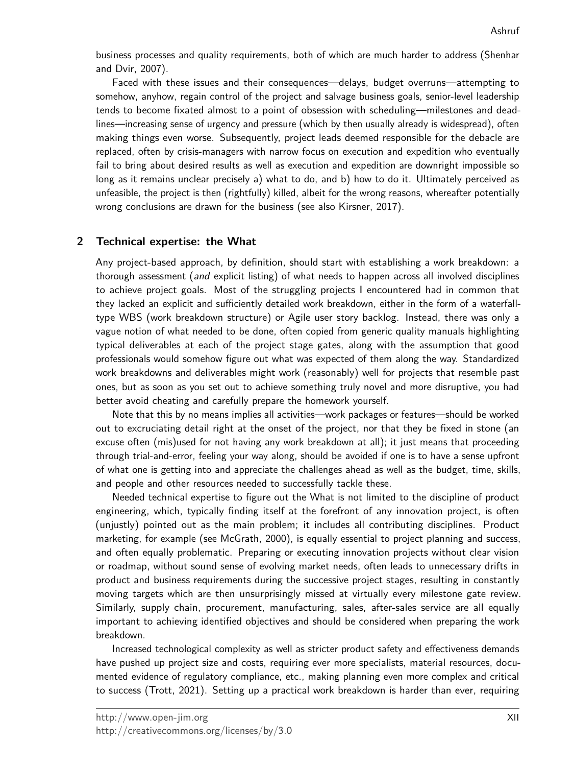business processes and quality requirements, both of which are much harder to address (Shenhar and Dvir, 2007).

Faced with these issues and their consequences—delays, budget overruns—attempting to somehow, anyhow, regain control of the project and salvage business goals, senior-level leadership tends to become fixated almost to a point of obsession with scheduling—milestones and deadlines—increasing sense of urgency and pressure (which by then usually already is widespread), often making things even worse. Subsequently, project leads deemed responsible for the debacle are replaced, often by crisis-managers with narrow focus on execution and expedition who eventually fail to bring about desired results as well as execution and expedition are downright impossible so long as it remains unclear precisely a) what to do, and b) how to do it. Ultimately perceived as unfeasible, the project is then (rightfully) killed, albeit for the wrong reasons, whereafter potentially wrong conclusions are drawn for the business (see also Kirsner, 2017).

## 2 Technical expertise: the What

Any project-based approach, by definition, should start with establishing a work breakdown: a thorough assessment (*and* explicit listing) of what needs to happen across all involved disciplines to achieve project goals. Most of the struggling projects I encountered had in common that they lacked an explicit and sufficiently detailed work breakdown, either in the form of a waterfall-type WBS (work breakdown structure) or Agile user story backlog. Instead, there was only a vague notion of what needed to be done, often copied from generic quality manuals highlighting typical deliverables at each of the project stage gates, along with the assumption that good professionals would somehow figure out what was expected of them along the way. Standardized work breakdowns and deliverables might work (reasonably) well for projects that resemble past ones, but as soon as you set out to achieve something truly novel and more disruptive, you had better avoid cheating and carefully prepare the homework yourself.

Note that this by no means implies all activities—work packages or features—should be worked out to excruciating detail right at the onset of the project, nor that they be fixed in stone (an excuse often (mis)used for not having any work breakdown at all); it just means that proceeding through trial-and-error, feeling your way along, should be avoided if one is to have a sense upfront of what one is getting into and appreciate the challenges ahead as well as the budget, time, skills, and people and other resources needed to successfully tackle these.

Needed technical expertise to figure out the What is not limited to the discipline of product engineering, which, typically finding itself at the forefront of any innovation project, is often (unjustly) pointed out as the main problem; it includes all contributing disciplines. Product marketing, for example (see McGrath, 2000), is equally essential to project planning and success, and often equally problematic. Preparing or executing innovation projects without clear vision or roadmap, without sound sense of evolving market needs, often leads to unnecessary drifts in product and business requirements during the successive project stages, resulting in constantly moving targets which are then unsurprisingly missed at virtually every milestone gate review. Similarly, supply chain, procurement, manufacturing, sales, after-sales service are all equally important to achieving identified objectives and should be considered when preparing the work breakdown.

Increased technological complexity as well as stricter product safety and effectiveness demands have pushed up project size and costs, requiring ever more specialists, material resources, documented evidence of regulatory compliance, etc., making planning even more complex and critical to success (Trott, 2021). Setting up a practical work breakdown is harder than ever, requiring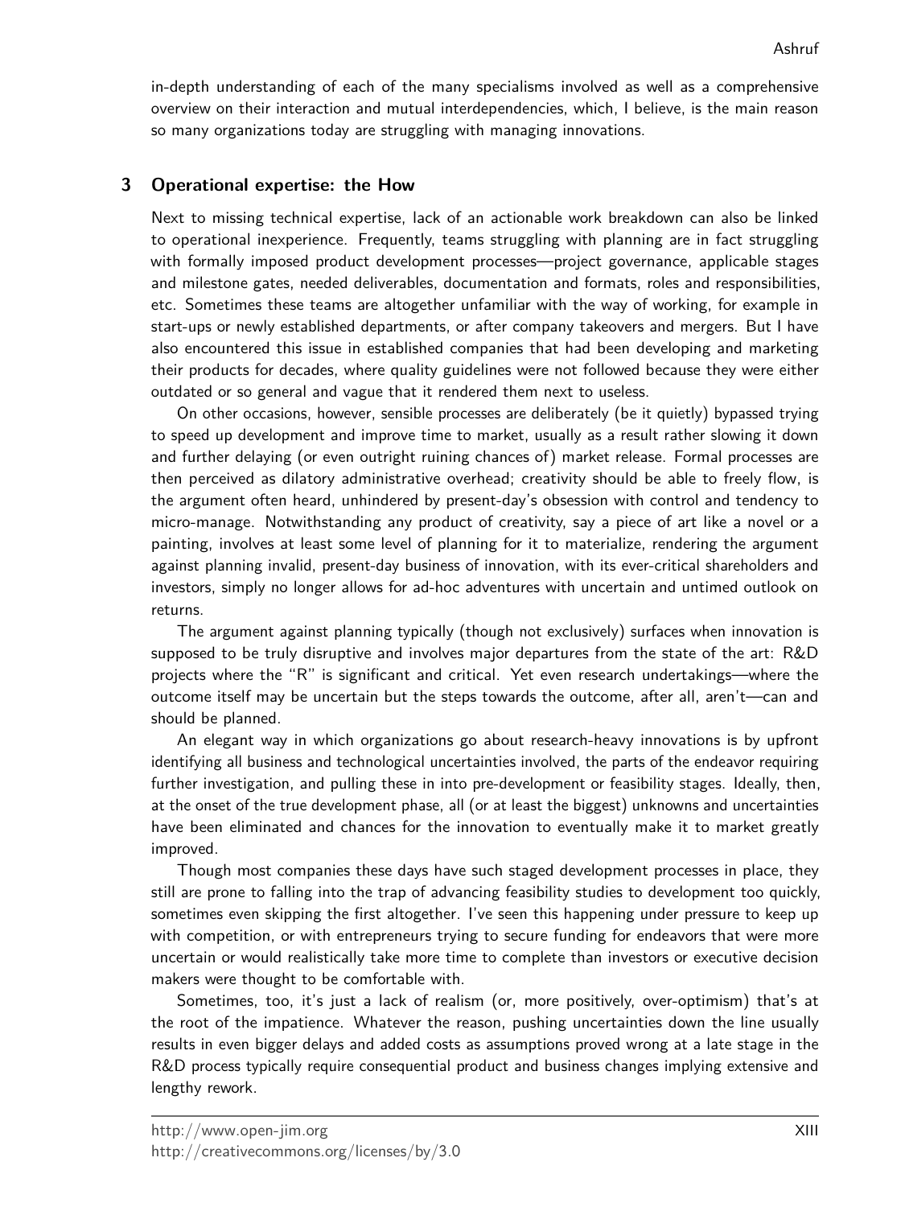in-depth understanding of each of the many specialisms involved as well as a comprehensive overview on their interaction and mutual interdependencies, which, I believe, is the main reason so many organizations today are struggling with managing innovations.

## 3 Operational expertise: the How

Next to missing technical expertise, lack of an actionable work breakdown can also be linked to operational inexperience. Frequently, teams struggling with planning are in fact struggling with formally imposed product development processes—project governance, applicable stages and milestone gates, needed deliverables, documentation and formats, roles and responsibilities, etc. Sometimes these teams are altogether unfamiliar with the way of working, for example in start-ups or newly established departments, or after company takeovers and mergers. But I have also encountered this issue in established companies that had been developing and marketing their products for decades, where quality guidelines were not followed because they were either outdated or so general and vague that it rendered them next to useless.

On other occasions, however, sensible processes are deliberately (be it quietly) bypassed trying to speed up development and improve time to market, usually as a result rather slowing it down and further delaying (or even outright ruining chances of) market release. Formal processes are then perceived as dilatory administrative overhead; creativity should be able to freely flow, is the argument often heard, unhindered by present-day's obsession with control and tendency to micro-manage. Notwithstanding any product of creativity, say a piece of art like a novel or a painting, involves at least some level of planning for it to materialize, rendering the argument against planning invalid, present-day business of innovation, with its ever-critical shareholders and investors, simply no longer allows for ad-hoc adventures with uncertain and untimed outlook on returns.

The argument against planning typically (though not exclusively) surfaces when innovation is supposed to be truly disruptive and involves major departures from the state of the art: R&D projects where the "R" is significant and critical. Yet even research undertakings—where the outcome itself may be uncertain but the steps towards the outcome, after all, aren't—can and should be planned.

An elegant way in which organizations go about research-heavy innovations is by upfront identifying all business and technological uncertainties involved, the parts of the endeavor requiring further investigation, and pulling these in into pre-development or feasibility stages. Ideally, then, at the onset of the true development phase, all (or at least the biggest) unknowns and uncertainties have been eliminated and chances for the innovation to eventually make it to market greatly improved.

Though most companies these days have such staged development processes in place, they still are prone to falling into the trap of advancing feasibility studies to development too quickly, sometimes even skipping the first altogether. I've seen this happening under pressure to keep up with competition, or with entrepreneurs trying to secure funding for endeavors that were more uncertain or would realistically take more time to complete than investors or executive decision makers were thought to be comfortable with.

Sometimes, too, it's just a lack of realism (or, more positively, over-optimism) that's at the root of the impatience. Whatever the reason, pushing uncertainties down the line usually results in even bigger delays and added costs as assumptions proved wrong at a late stage in the R&D process typically require consequential product and business changes implying extensive and lengthy rework.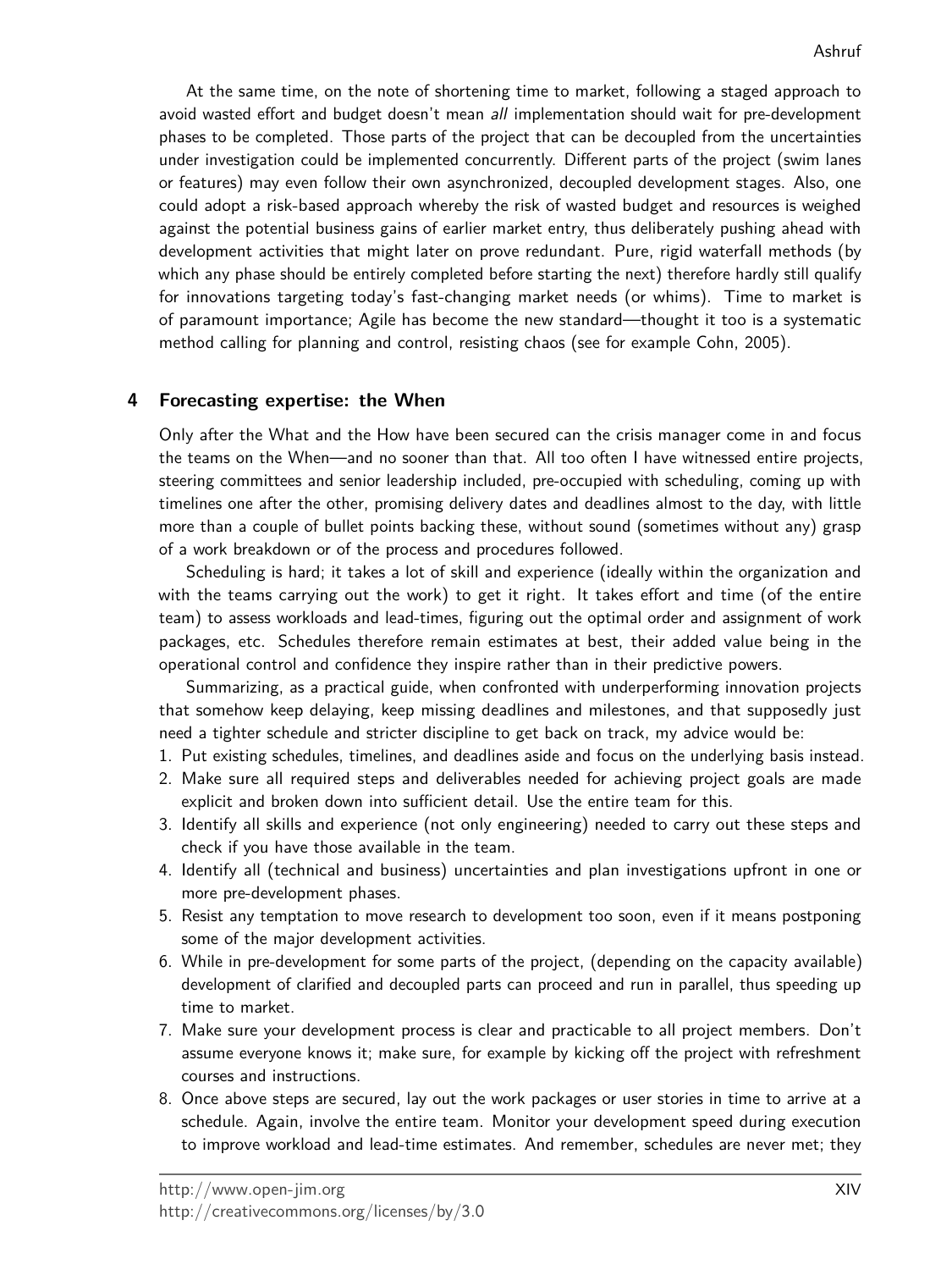At the same time, on the note of shortening time to market, following a staged approach to avoid wasted effort and budget doesn't mean *all* implementation should wait for pre-development phases to be completed. Those parts of the project that can be decoupled from the uncertainties under investigation could be implemented concurrently. Different parts of the project (swim lanes or features) may even follow their own asynchronized, decoupled development stages. Also, one could adopt a risk-based approach whereby the risk of wasted budget and resources is weighed against the potential business gains of earlier market entry, thus deliberately pushing ahead with development activities that might later on prove redundant. Pure, rigid waterfall methods (by which any phase should be entirely completed before starting the next) therefore hardly still qualify for innovations targeting today's fast-changing market needs (or whims). Time to market is of paramount importance; Agile has become the new standard—thought it too is a systematic method calling for planning and control, resisting chaos (see for example Cohn, 2005).

## 4 Forecasting expertise: the When

Only after the What and the How have been secured can the crisis manager come in and focus the teams on the When—and no sooner than that. All too often I have witnessed entire projects, steering committees and senior leadership included, pre-occupied with scheduling, coming up with timelines one after the other, promising delivery dates and deadlines almost to the day, with little more than a couple of bullet points backing these, without sound (sometimes without any) grasp of a work breakdown or of the process and procedures followed.

Scheduling is hard; it takes a lot of skill and experience (ideally within the organization and with the teams carrying out the work) to get it right. It takes effort and time (of the entire team) to assess workloads and lead-times, figuring out the optimal order and assignment of work packages, etc. Schedules therefore remain estimates at best, their added value being in the operational control and confidence they inspire rather than in their predictive powers.

Summarizing, as a practical guide, when confronted with underperforming innovation projects that somehow keep delaying, keep missing deadlines and milestones, and that supposedly just need a tighter schedule and stricter discipline to get back on track, my advice would be:

1. Put existing schedules, timelines, and deadlines aside and focus on the underlying basis instead.
2. Make sure all required steps and deliverables needed for achieving project goals are made explicit and broken down into sufficient detail. Use the entire team for this.
3. Identify all skills and experience (not only engineering) needed to carry out these steps and check if you have those available in the team.
4. Identify all (technical and business) uncertainties and plan investigations upfront in one or more pre-development phases.
5. Resist any temptation to move research to development too soon, even if it means postponing some of the major development activities.
6. While in pre-development for some parts of the project, (depending on the capacity available) development of clarified and decoupled parts can proceed and run in parallel, thus speeding up time to market.
7. Make sure your development process is clear and practicable to all project members. Don't assume everyone knows it; make sure, for example by kicking off the project with refreshment courses and instructions.
8. Once above steps are secured, lay out the work packages or user stories in time to arrive at a schedule. Again, involve the entire team. Monitor your development speed during execution to improve workload and lead-time estimates. And remember, schedules are never met; they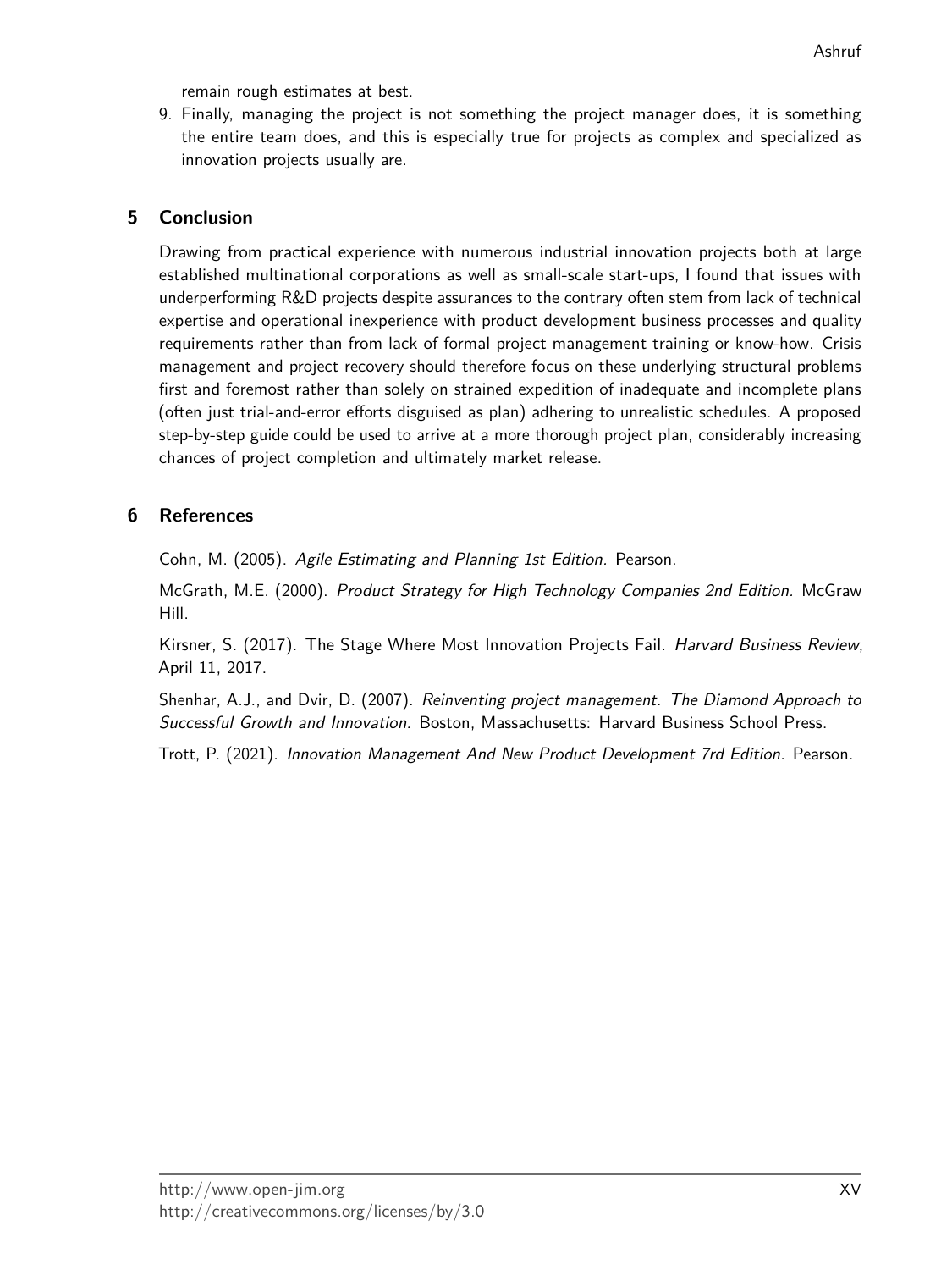remain rough estimates at best.

9. Finally, managing the project is not something the project manager does, it is something the entire team does, and this is especially true for projects as complex and specialized as innovation projects usually are.

## 5 Conclusion

Drawing from practical experience with numerous industrial innovation projects both at large established multinational corporations as well as small-scale start-ups, I found that issues with underperforming R&D projects despite assurances to the contrary often stem from lack of technical expertise and operational inexperience with product development business processes and quality requirements rather than from lack of formal project management training or know-how. Crisis management and project recovery should therefore focus on these underlying structural problems first and foremost rather than solely on strained expedition of inadequate and incomplete plans (often just trial-and-error efforts disguised as plan) adhering to unrealistic schedules. A proposed step-by-step guide could be used to arrive at a more thorough project plan, considerably increasing chances of project completion and ultimately market release.

## 6 References

Cohn, M. (2005). *Agile Estimating and Planning 1st Edition.* Pearson.

McGrath, M.E. (2000). *Product Strategy for High Technology Companies 2nd Edition.* McGraw Hill.

Kirsner, S. (2017). The Stage Where Most Innovation Projects Fail. *Harvard Business Review*, April 11, 2017.

Shenhar, A.J., and Dvir, D. (2007). *Reinventing project management. The Diamond Approach to Successful Growth and Innovation.* Boston, Massachusetts: Harvard Business School Press.

Trott, P. (2021). *Innovation Management And New Product Development 7rd Edition.* Pearson.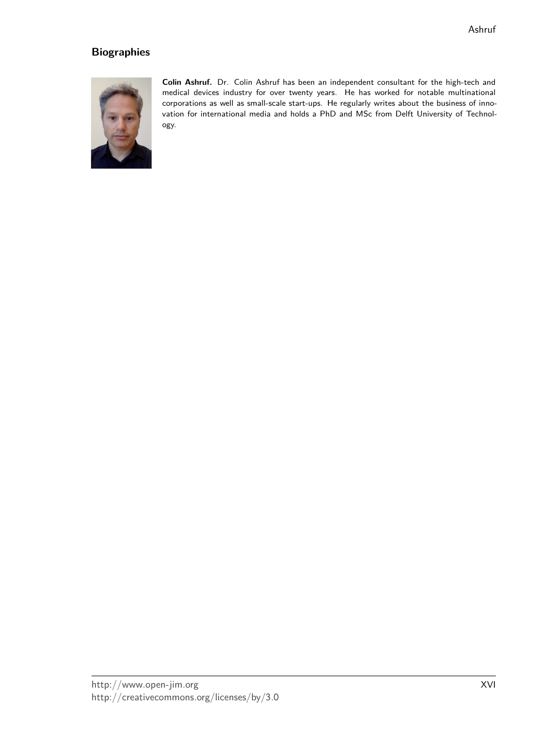## Biographies

**Colin Ashruf.** Dr. Colin Ashruf has been an independent consultant for the high-tech and medical devices industry for over twenty years. He has worked for notable multinational corporations as well as small-scale start-ups. He regularly writes about the business of innovation for international media and holds a PhD and MSc from Delft University of Technology.